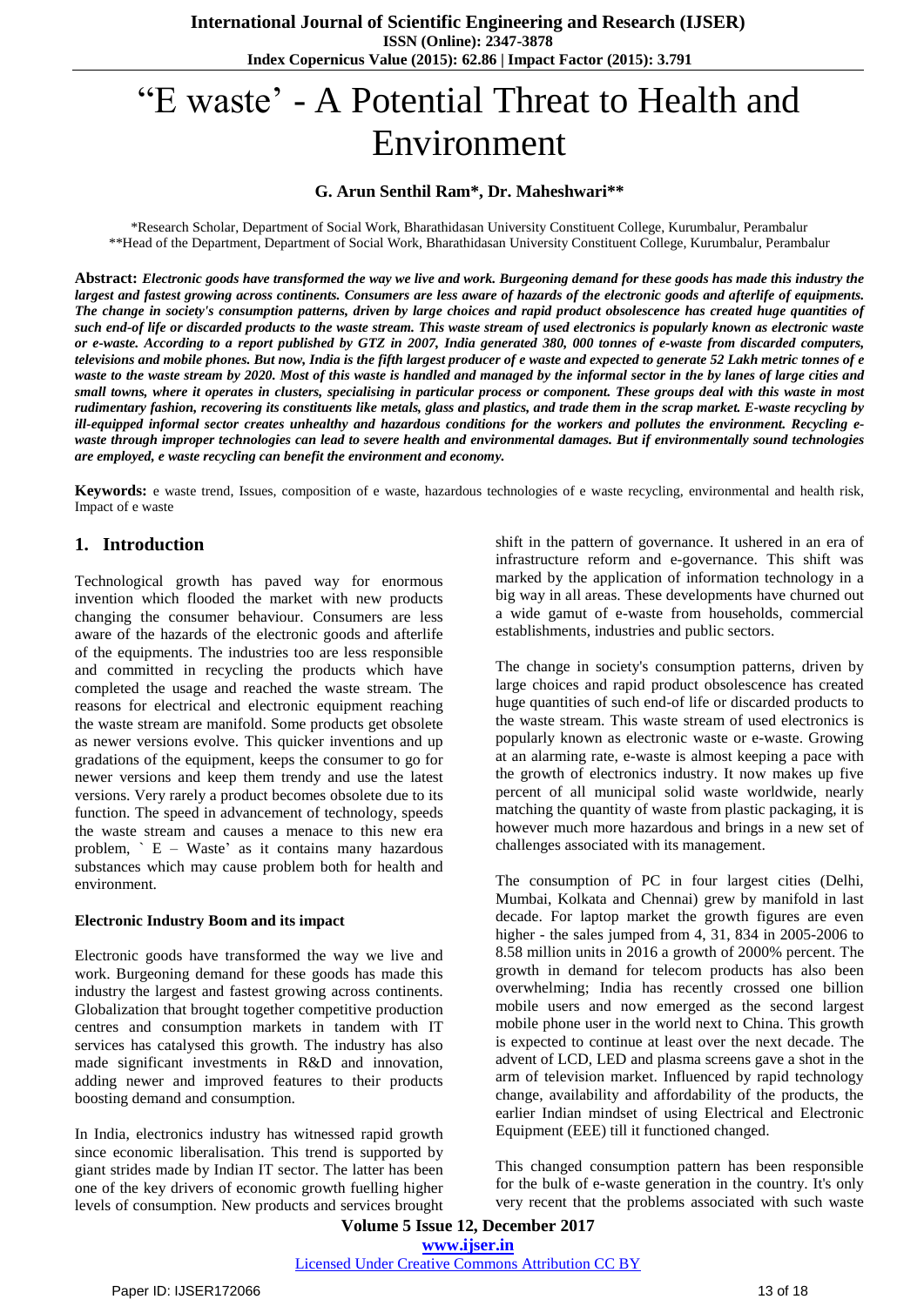# "E waste' - A Potential Threat to Health and Environment

**G. Arun Senthil Ram\*, Dr. Maheshwari\*\***

\*Research Scholar, Department of Social Work, Bharathidasan University Constituent College, Kurumbalur, Perambalur
\*\*Head of the Department, Department of Social Work, Bharathidasan University Constituent College, Kurumbalur, Perambalur

**Abstract:** ***Electronic goods have transformed the way we live and work. Burgeoning demand for these goods has made this industry the largest and fastest growing across continents. Consumers are less aware of hazards of the electronic goods and afterlife of equipments. The change in society's consumption patterns, driven by large choices and rapid product obsolescence has created huge quantities of such end-of life or discarded products to the waste stream. This waste stream of used electronics is popularly known as electronic waste or e-waste. According to a report published by GTZ in 2007, India generated 380, 000 tonnes of e-waste from discarded computers, televisions and mobile phones. But now, India is the fifth largest producer of e waste and expected to generate 52 Lakh metric tonnes of e waste to the waste stream by 2020. Most of this waste is handled and managed by the informal sector in the by lanes of large cities and small towns, where it operates in clusters, specialising in particular process or component. These groups deal with this waste in most rudimentary fashion, recovering its constituents like metals, glass and plastics, and trade them in the scrap market. E-waste recycling by ill-equipped informal sector creates unhealthy and hazardous conditions for the workers and pollutes the environment. Recycling e-waste through improper technologies can lead to severe health and environmental damages. But if environmentally sound technologies are employed, e waste recycling can benefit the environment and economy.***

**Keywords:** e waste trend, Issues, composition of e waste, hazardous technologies of e waste recycling, environmental and health risk, Impact of e waste

## 1. Introduction

Technological growth has paved way for enormous invention which flooded the market with new products changing the consumer behaviour. Consumers are less aware of the hazards of the electronic goods and afterlife of the equipments. The industries too are less responsible and committed in recycling the products which have completed the usage and reached the waste stream. The reasons for electrical and electronic equipment reaching the waste stream are manifold. Some products get obsolete as newer versions evolve. This quicker inventions and up gradations of the equipment, keeps the consumer to go for newer versions and keep them trendy and use the latest versions. Very rarely a product becomes obsolete due to its function. The speed in advancement of technology, speeds the waste stream and causes a menace to this new era problem, ` E – Waste' as it contains many hazardous substances which may cause problem both for health and environment.

### Electronic Industry Boom and its impact

Electronic goods have transformed the way we live and work. Burgeoning demand for these goods has made this industry the largest and fastest growing across continents. Globalization that brought together competitive production centres and consumption markets in tandem with IT services has catalysed this growth. The industry has also made significant investments in R&D and innovation, adding newer and improved features to their products boosting demand and consumption.

In India, electronics industry has witnessed rapid growth since economic liberalisation. This trend is supported by giant strides made by Indian IT sector. The latter has been one of the key drivers of economic growth fuelling higher levels of consumption. New products and services brought shift in the pattern of governance. It ushered in an era of infrastructure reform and e-governance. This shift was marked by the application of information technology in a big way in all areas. These developments have churned out a wide gamut of e-waste from households, commercial establishments, industries and public sectors.

The change in society's consumption patterns, driven by large choices and rapid product obsolescence has created huge quantities of such end-of life or discarded products to the waste stream. This waste stream of used electronics is popularly known as electronic waste or e-waste. Growing at an alarming rate, e-waste is almost keeping a pace with the growth of electronics industry. It now makes up five percent of all municipal solid waste worldwide, nearly matching the quantity of waste from plastic packaging, it is however much more hazardous and brings in a new set of challenges associated with its management.

The consumption of PC in four largest cities (Delhi, Mumbai, Kolkata and Chennai) grew by manifold in last decade. For laptop market the growth figures are even higher - the sales jumped from 4, 31, 834 in 2005-2006 to 8.58 million units in 2016 a growth of 2000% percent. The growth in demand for telecom products has also been overwhelming; India has recently crossed one billion mobile users and now emerged as the second largest mobile phone user in the world next to China. This growth is expected to continue at least over the next decade. The advent of LCD, LED and plasma screens gave a shot in the arm of television market. Influenced by rapid technology change, availability and affordability of the products, the earlier Indian mindset of using Electrical and Electronic Equipment (EEE) till it functioned changed.

This changed consumption pattern has been responsible for the bulk of e-waste generation in the country. It's only very recent that the problems associated with such waste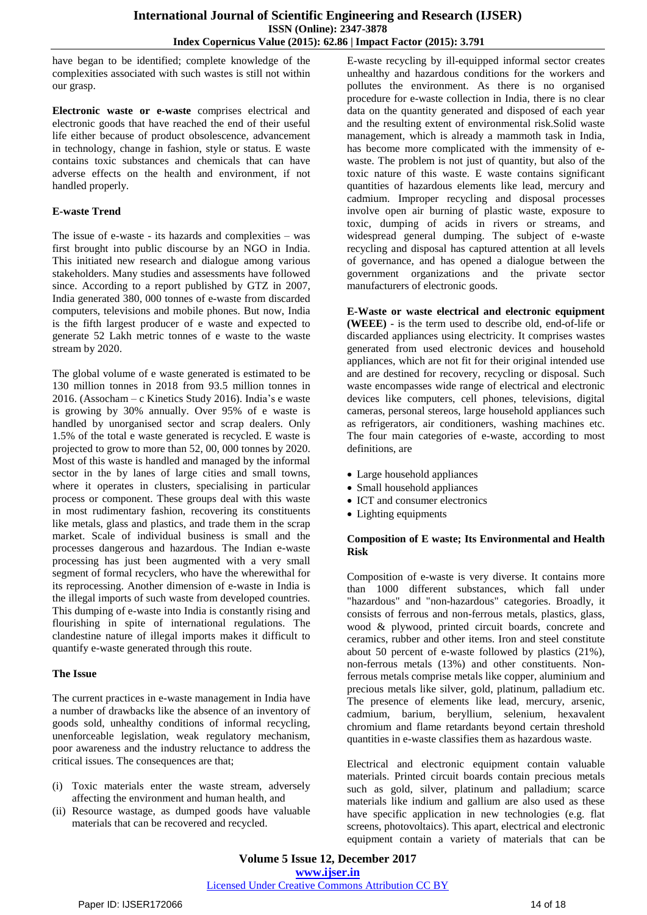have began to be identified; complete knowledge of the complexities associated with such wastes is still not within our grasp.

**Electronic waste or e-waste** comprises electrical and electronic goods that have reached the end of their useful life either because of product obsolescence, advancement in technology, change in fashion, style or status. E waste contains toxic substances and chemicals that can have adverse effects on the health and environment, if not handled properly.

**E-waste Trend**

The issue of e-waste - its hazards and complexities – was first brought into public discourse by an NGO in India. This initiated new research and dialogue among various stakeholders. Many studies and assessments have followed since. According to a report published by GTZ in 2007, India generated 380, 000 tonnes of e-waste from discarded computers, televisions and mobile phones. But now, India is the fifth largest producer of e waste and expected to generate 52 Lakh metric tonnes of e waste to the waste stream by 2020.

The global volume of e waste generated is estimated to be 130 million tonnes in 2018 from 93.5 million tonnes in 2016. (Assocham – c Kinetics Study 2016). India's e waste is growing by 30% annually. Over 95% of e waste is handled by unorganised sector and scrap dealers. Only 1.5% of the total e waste generated is recycled. E waste is projected to grow to more than 52, 00, 000 tonnes by 2020. Most of this waste is handled and managed by the informal sector in the by lanes of large cities and small towns, where it operates in clusters, specialising in particular process or component. These groups deal with this waste in most rudimentary fashion, recovering its constituents like metals, glass and plastics, and trade them in the scrap market. Scale of individual business is small and the processes dangerous and hazardous. The Indian e-waste processing has just been augmented with a very small segment of formal recyclers, who have the wherewithal for its reprocessing. Another dimension of e-waste in India is the illegal imports of such waste from developed countries. This dumping of e-waste into India is constantly rising and flourishing in spite of international regulations. The clandestine nature of illegal imports makes it difficult to quantify e-waste generated through this route.

**The Issue**

The current practices in e-waste management in India have a number of drawbacks like the absence of an inventory of goods sold, unhealthy conditions of informal recycling, unenforceable legislation, weak regulatory mechanism, poor awareness and the industry reluctance to address the critical issues. The consequences are that;

(i) Toxic materials enter the waste stream, adversely affecting the environment and human health, and
(ii) Resource wastage, as dumped goods have valuable materials that can be recovered and recycled.

E-waste recycling by ill-equipped informal sector creates unhealthy and hazardous conditions for the workers and pollutes the environment. As there is no organised procedure for e-waste collection in India, there is no clear data on the quantity generated and disposed of each year and the resulting extent of environmental risk.Solid waste management, which is already a mammoth task in India, has become more complicated with the immensity of e-waste. The problem is not just of quantity, but also of the toxic nature of this waste. E waste contains significant quantities of hazardous elements like lead, mercury and cadmium. Improper recycling and disposal processes involve open air burning of plastic waste, exposure to toxic, dumping of acids in rivers or streams, and widespread general dumping. The subject of e-waste recycling and disposal has captured attention at all levels of governance, and has opened a dialogue between the government organizations and the private sector manufacturers of electronic goods.

**E-Waste or waste electrical and electronic equipment (WEEE)** - is the term used to describe old, end-of-life or discarded appliances using electricity. It comprises wastes generated from used electronic devices and household appliances, which are not fit for their original intended use and are destined for recovery, recycling or disposal. Such waste encompasses wide range of electrical and electronic devices like computers, cell phones, televisions, digital cameras, personal stereos, large household appliances such as refrigerators, air conditioners, washing machines etc. The four main categories of e-waste, according to most definitions, are

- Large household appliances
- Small household appliances
- ICT and consumer electronics
- Lighting equipments

**Composition of E waste; Its Environmental and Health Risk**

Composition of e-waste is very diverse. It contains more than 1000 different substances, which fall under "hazardous" and "non-hazardous" categories. Broadly, it consists of ferrous and non-ferrous metals, plastics, glass, wood & plywood, printed circuit boards, concrete and ceramics, rubber and other items. Iron and steel constitute about 50 percent of e-waste followed by plastics (21%), non-ferrous metals (13%) and other constituents. Non-ferrous metals comprise metals like copper, aluminium and precious metals like silver, gold, platinum, palladium etc. The presence of elements like lead, mercury, arsenic, cadmium, barium, beryllium, selenium, hexavalent chromium and flame retardants beyond certain threshold quantities in e-waste classifies them as hazardous waste.

Electrical and electronic equipment contain valuable materials. Printed circuit boards contain precious metals such as gold, silver, platinum and palladium; scarce materials like indium and gallium are also used as these have specific application in new technologies (e.g. flat screens, photovoltaics). This apart, electrical and electronic equipment contain a variety of materials that can be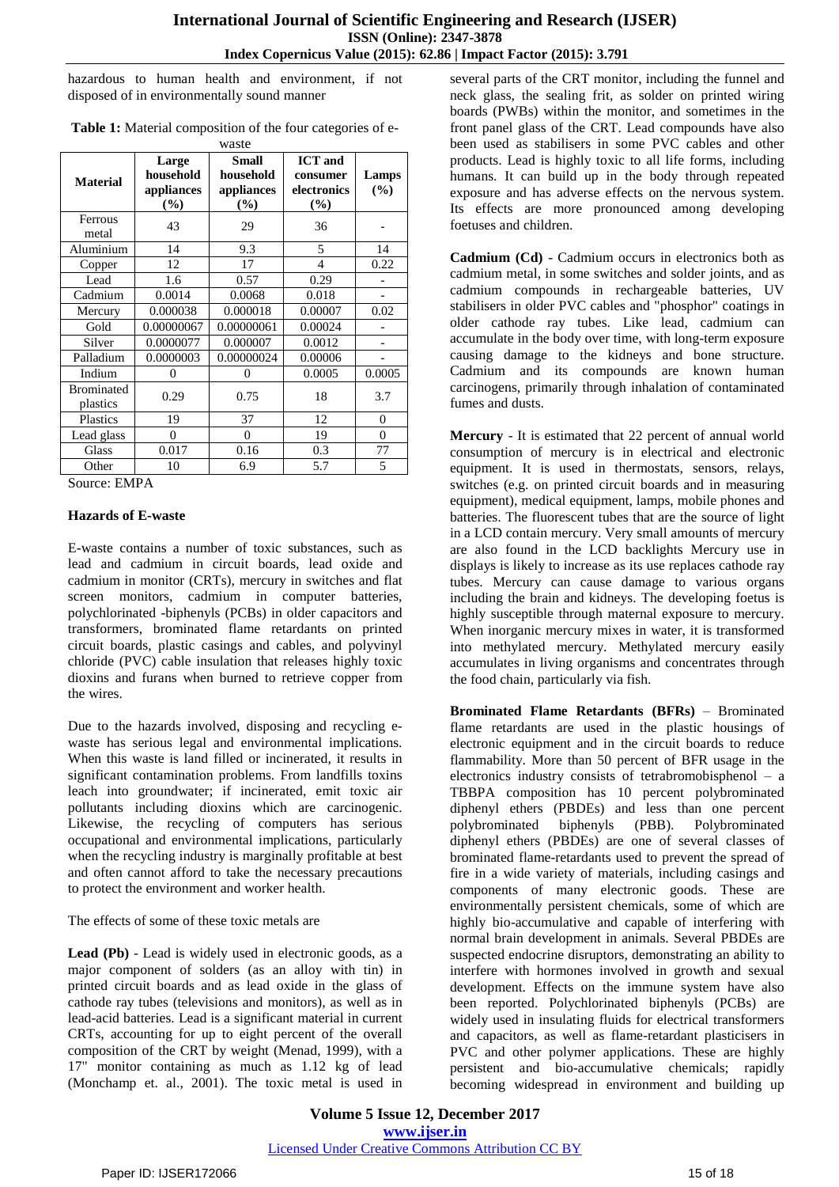hazardous to human health and environment, if not disposed of in environmentally sound manner

**Table 1:** Material composition of the four categories of e-waste

| Material | Large household appliances (%) | Small household appliances (%) | ICT and consumer electronics (%) | Lamps (%) |
|---|---|---|---|---|
| Ferrous metal | 43 | 29 | 36 | - |
| Aluminium | 14 | 9.3 | 5 | 14 |
| Copper | 12 | 17 | 4 | 0.22 |
| Lead | 1.6 | 0.57 | 0.29 | - |
| Cadmium | 0.0014 | 0.0068 | 0.018 | - |
| Mercury | 0.000038 | 0.000018 | 0.00007 | 0.02 |
| Gold | 0.00000067 | 0.00000061 | 0.00024 | - |
| Silver | 0.0000077 | 0.000007 | 0.0012 | - |
| Palladium | 0.0000003 | 0.00000024 | 0.00006 | - |
| Indium | 0 | 0 | 0.0005 | 0.0005 |
| Brominated plastics | 0.29 | 0.75 | 18 | 3.7 |
| Plastics | 19 | 37 | 12 | 0 |
| Lead glass | 0 | 0 | 19 | 0 |
| Glass | 0.017 | 0.16 | 0.3 | 77 |
| Other | 10 | 6.9 | 5.7 | 5 |

Source: EMPA

### Hazards of E-waste

E-waste contains a number of toxic substances, such as lead and cadmium in circuit boards, lead oxide and cadmium in monitor (CRTs), mercury in switches and flat screen monitors, cadmium in computer batteries, polychlorinated -biphenyls (PCBs) in older capacitors and transformers, brominated flame retardants on printed circuit boards, plastic casings and cables, and polyvinyl chloride (PVC) cable insulation that releases highly toxic dioxins and furans when burned to retrieve copper from the wires.

Due to the hazards involved, disposing and recycling e-waste has serious legal and environmental implications. When this waste is land filled or incinerated, it results in significant contamination problems. From landfills toxins leach into groundwater; if incinerated, emit toxic air pollutants including dioxins which are carcinogenic. Likewise, the recycling of computers has serious occupational and environmental implications, particularly when the recycling industry is marginally profitable at best and often cannot afford to take the necessary precautions to protect the environment and worker health.

The effects of some of these toxic metals are

**Lead (Pb)** - Lead is widely used in electronic goods, as a major component of solders (as an alloy with tin) in printed circuit boards and as lead oxide in the glass of cathode ray tubes (televisions and monitors), as well as in lead-acid batteries. Lead is a significant material in current CRTs, accounting for up to eight percent of the overall composition of the CRT by weight (Menad, 1999), with a 17" monitor containing as much as 1.12 kg of lead (Monchamp et. al., 2001). The toxic metal is used in several parts of the CRT monitor, including the funnel and neck glass, the sealing frit, as solder on printed wiring boards (PWBs) within the monitor, and sometimes in the front panel glass of the CRT. Lead compounds have also been used as stabilisers in some PVC cables and other products. Lead is highly toxic to all life forms, including humans. It can build up in the body through repeated exposure and has adverse effects on the nervous system. Its effects are more pronounced among developing foetuses and children.

**Cadmium (Cd)** - Cadmium occurs in electronics both as cadmium metal, in some switches and solder joints, and as cadmium compounds in rechargeable batteries, UV stabilisers in older PVC cables and "phosphor" coatings in older cathode ray tubes. Like lead, cadmium can accumulate in the body over time, with long-term exposure causing damage to the kidneys and bone structure. Cadmium and its compounds are known human carcinogens, primarily through inhalation of contaminated fumes and dusts.

**Mercury** - It is estimated that 22 percent of annual world consumption of mercury is in electrical and electronic equipment. It is used in thermostats, sensors, relays, switches (e.g. on printed circuit boards and in measuring equipment), medical equipment, lamps, mobile phones and batteries. The fluorescent tubes that are the source of light in a LCD contain mercury. Very small amounts of mercury are also found in the LCD backlights Mercury use in displays is likely to increase as its use replaces cathode ray tubes. Mercury can cause damage to various organs including the brain and kidneys. The developing foetus is highly susceptible through maternal exposure to mercury. When inorganic mercury mixes in water, it is transformed into methylated mercury. Methylated mercury easily accumulates in living organisms and concentrates through the food chain, particularly via fish.

**Brominated Flame Retardants (BFRs)** – Brominated flame retardants are used in the plastic housings of electronic equipment and in the circuit boards to reduce flammability. More than 50 percent of BFR usage in the electronics industry consists of tetrabromobisphenol – a TBBPA composition has 10 percent polybrominated diphenyl ethers (PBDEs) and less than one percent polybrominated biphenyls (PBB). Polybrominated diphenyl ethers (PBDEs) are one of several classes of brominated flame-retardants used to prevent the spread of fire in a wide variety of materials, including casings and components of many electronic goods. These are environmentally persistent chemicals, some of which are highly bio-accumulative and capable of interfering with normal brain development in animals. Several PBDEs are suspected endocrine disruptors, demonstrating an ability to interfere with hormones involved in growth and sexual development. Effects on the immune system have also been reported. Polychlorinated biphenyls (PCBs) are widely used in insulating fluids for electrical transformers and capacitors, as well as flame-retardant plasticisers in PVC and other polymer applications. These are highly persistent and bio-accumulative chemicals; rapidly becoming widespread in environment and building up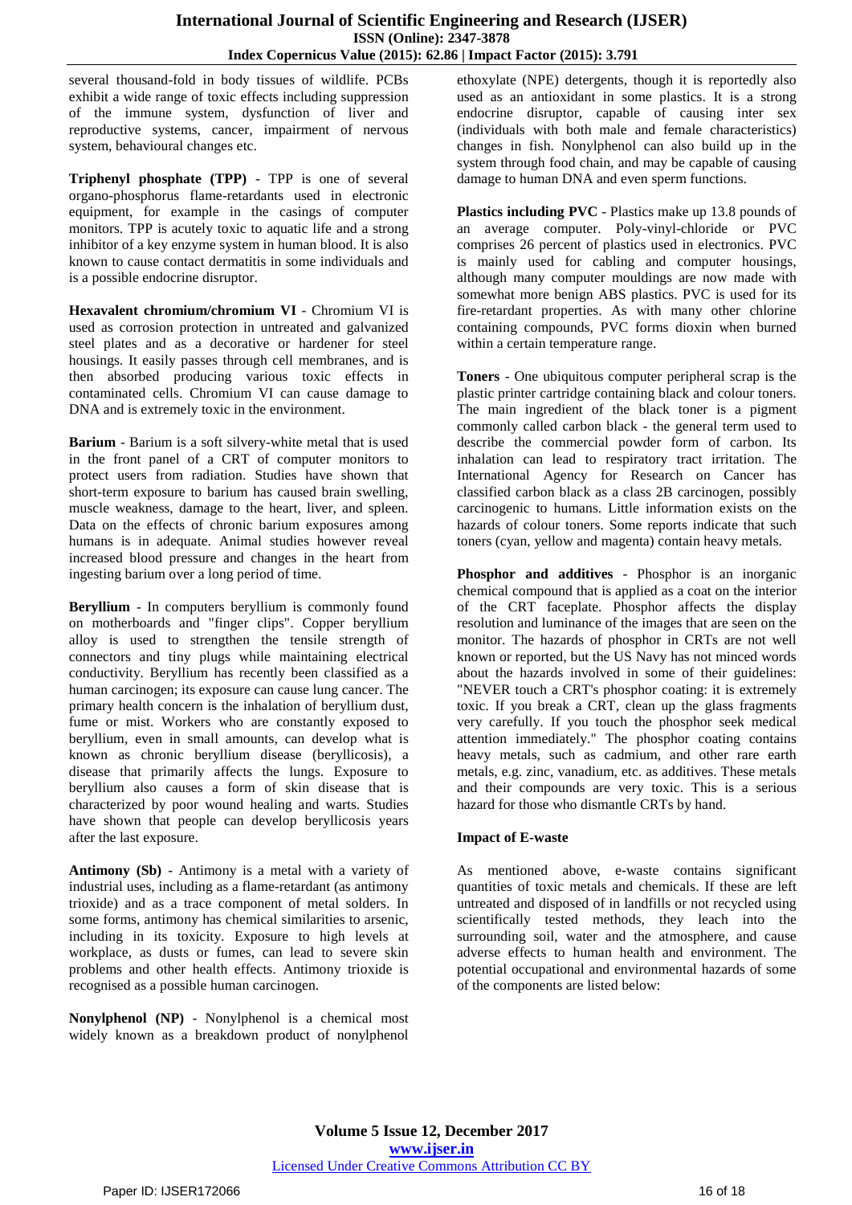several thousand-fold in body tissues of wildlife. PCBs exhibit a wide range of toxic effects including suppression of the immune system, dysfunction of liver and reproductive systems, cancer, impairment of nervous system, behavioural changes etc.

**Triphenyl phosphate (TPP)** - TPP is one of several organo-phosphorus flame-retardants used in electronic equipment, for example in the casings of computer monitors. TPP is acutely toxic to aquatic life and a strong inhibitor of a key enzyme system in human blood. It is also known to cause contact dermatitis in some individuals and is a possible endocrine disruptor.

**Hexavalent chromium/chromium VI** - Chromium VI is used as corrosion protection in untreated and galvanized steel plates and as a decorative or hardener for steel housings. It easily passes through cell membranes, and is then absorbed producing various toxic effects in contaminated cells. Chromium VI can cause damage to DNA and is extremely toxic in the environment.

**Barium** - Barium is a soft silvery-white metal that is used in the front panel of a CRT of computer monitors to protect users from radiation. Studies have shown that short-term exposure to barium has caused brain swelling, muscle weakness, damage to the heart, liver, and spleen. Data on the effects of chronic barium exposures among humans is in adequate. Animal studies however reveal increased blood pressure and changes in the heart from ingesting barium over a long period of time.

**Beryllium** - In computers beryllium is commonly found on motherboards and "finger clips". Copper beryllium alloy is used to strengthen the tensile strength of connectors and tiny plugs while maintaining electrical conductivity. Beryllium has recently been classified as a human carcinogen; its exposure can cause lung cancer. The primary health concern is the inhalation of beryllium dust, fume or mist. Workers who are constantly exposed to beryllium, even in small amounts, can develop what is known as chronic beryllium disease (beryllicosis), a disease that primarily affects the lungs. Exposure to beryllium also causes a form of skin disease that is characterized by poor wound healing and warts. Studies have shown that people can develop beryllicosis years after the last exposure.

**Antimony (Sb)** - Antimony is a metal with a variety of industrial uses, including as a flame-retardant (as antimony trioxide) and as a trace component of metal solders. In some forms, antimony has chemical similarities to arsenic, including in its toxicity. Exposure to high levels at workplace, as dusts or fumes, can lead to severe skin problems and other health effects. Antimony trioxide is recognised as a possible human carcinogen.

**Nonylphenol (NP)** - Nonylphenol is a chemical most widely known as a breakdown product of nonylphenol ethoxylate (NPE) detergents, though it is reportedly also used as an antioxidant in some plastics. It is a strong endocrine disruptor, capable of causing inter sex (individuals with both male and female characteristics) changes in fish. Nonylphenol can also build up in the system through food chain, and may be capable of causing damage to human DNA and even sperm functions.

**Plastics including PVC** - Plastics make up 13.8 pounds of an average computer. Poly-vinyl-chloride or PVC comprises 26 percent of plastics used in electronics. PVC is mainly used for cabling and computer housings, although many computer mouldings are now made with somewhat more benign ABS plastics. PVC is used for its fire-retardant properties. As with many other chlorine containing compounds, PVC forms dioxin when burned within a certain temperature range.

**Toners** - One ubiquitous computer peripheral scrap is the plastic printer cartridge containing black and colour toners. The main ingredient of the black toner is a pigment commonly called carbon black - the general term used to describe the commercial powder form of carbon. Its inhalation can lead to respiratory tract irritation. The International Agency for Research on Cancer has classified carbon black as a class 2B carcinogen, possibly carcinogenic to humans. Little information exists on the hazards of colour toners. Some reports indicate that such toners (cyan, yellow and magenta) contain heavy metals.

**Phosphor and additives** - Phosphor is an inorganic chemical compound that is applied as a coat on the interior of the CRT faceplate. Phosphor affects the display resolution and luminance of the images that are seen on the monitor. The hazards of phosphor in CRTs are not well known or reported, but the US Navy has not minced words about the hazards involved in some of their guidelines: "NEVER touch a CRT's phosphor coating: it is extremely toxic. If you break a CRT, clean up the glass fragments very carefully. If you touch the phosphor seek medical attention immediately." The phosphor coating contains heavy metals, such as cadmium, and other rare earth metals, e.g. zinc, vanadium, etc. as additives. These metals and their compounds are very toxic. This is a serious hazard for those who dismantle CRTs by hand.

**Impact of E-waste**

As mentioned above, e-waste contains significant quantities of toxic metals and chemicals. If these are left untreated and disposed of in landfills or not recycled using scientifically tested methods, they leach into the surrounding soil, water and the atmosphere, and cause adverse effects to human health and environment. The potential occupational and environmental hazards of some of the components are listed below: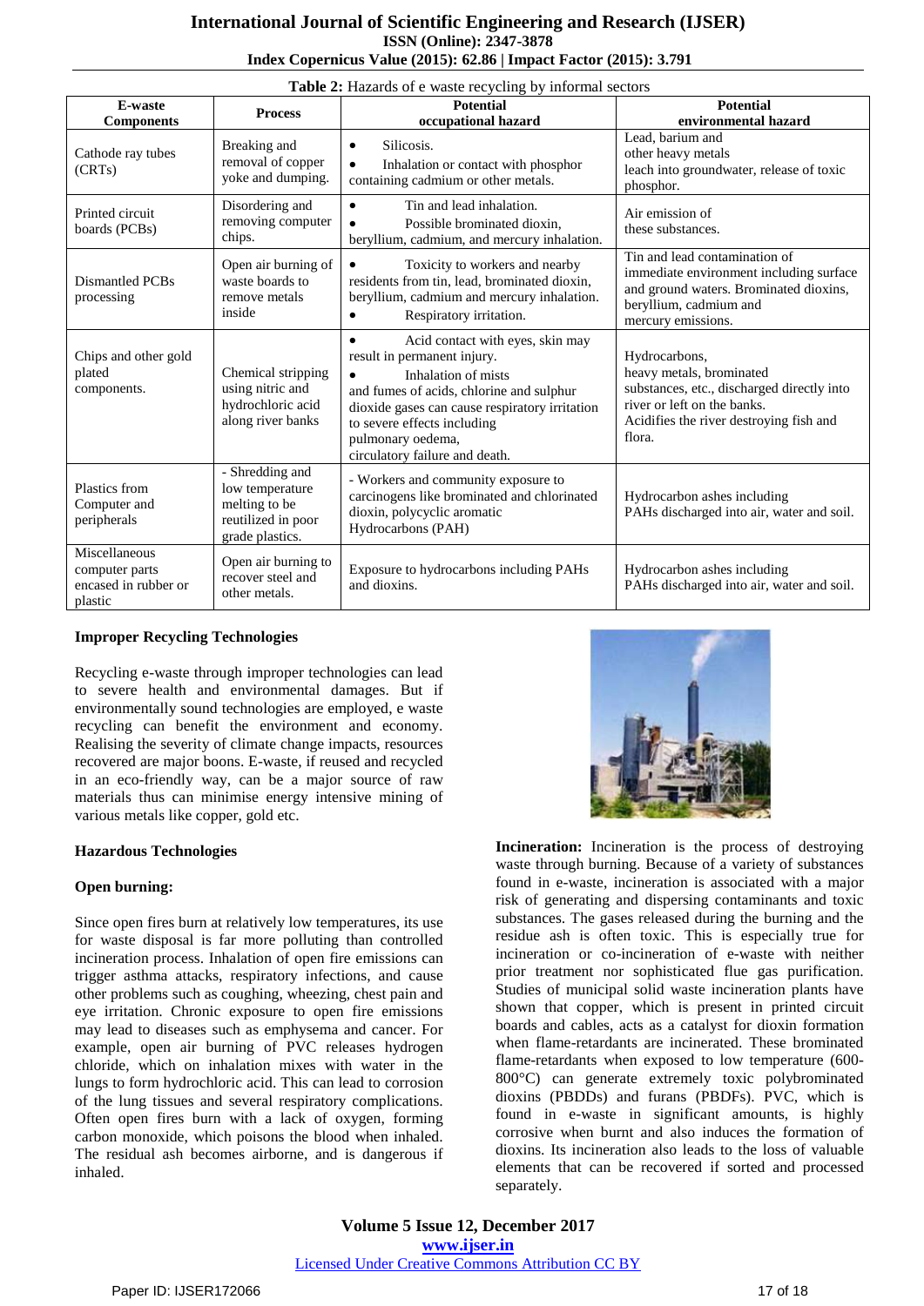**Table 2:** Hazards of e waste recycling by informal sectors

| E-waste Components | Process | Potential occupational hazard | Potential environmental hazard |
|---|---|---|---|
| Cathode ray tubes (CRTs) | Breaking and removal of copper yoke and dumping. | • Silicosis. • Inhalation or contact with phosphor containing cadmium or other metals. | Lead, barium and other heavy metals leach into groundwater, release of toxic phosphor. |
| Printed circuit boards (PCBs) | Disordering and removing computer chips. | • Tin and lead inhalation. • Possible brominated dioxin, beryllium, cadmium, and mercury inhalation. | Air emission of these substances. |
| Dismantled PCBs processing | Open air burning of waste boards to remove metals inside | • Toxicity to workers and nearby residents from tin, lead, brominated dioxin, beryllium, cadmium and mercury inhalation. • Respiratory irritation. | Tin and lead contamination of immediate environment including surface and ground waters. Brominated dioxins, beryllium, cadmium and mercury emissions. |
| Chips and other gold plated components. | Chemical stripping using nitric and hydrochloric acid along river banks | • Acid contact with eyes, skin may result in permanent injury. • Inhalation of mists and fumes of acids, chlorine and sulphur dioxide gases can cause respiratory irritation to severe effects including pulmonary oedema, circulatory failure and death. | Hydrocarbons, heavy metals, brominated substances, etc., discharged directly into river or left on the banks. Acidifies the river destroying fish and flora. |
| Plastics from Computer and peripherals | - Shredding and low temperature melting to be reutilized in poor grade plastics. | - Workers and community exposure to carcinogens like brominated and chlorinated dioxin, polycyclic aromatic Hydrocarbons (PAH) | Hydrocarbon ashes including PAHs discharged into air, water and soil. |
| Miscellaneous computer parts encased in rubber or plastic | Open air burning to recover steel and other metals. | Exposure to hydrocarbons including PAHs and dioxins. | Hydrocarbon ashes including PAHs discharged into air, water and soil. |

**Improper Recycling Technologies**

Recycling e-waste through improper technologies can lead to severe health and environmental damages. But if environmentally sound technologies are employed, e waste recycling can benefit the environment and economy. Realising the severity of climate change impacts, resources recovered are major boons. E-waste, if reused and recycled in an eco-friendly way, can be a major source of raw materials thus can minimise energy intensive mining of various metals like copper, gold etc.

**Hazardous Technologies**

**Open burning:**

Since open fires burn at relatively low temperatures, its use for waste disposal is far more polluting than controlled incineration process. Inhalation of open fire emissions can trigger asthma attacks, respiratory infections, and cause other problems such as coughing, wheezing, chest pain and eye irritation. Chronic exposure to open fire emissions may lead to diseases such as emphysema and cancer. For example, open air burning of PVC releases hydrogen chloride, which on inhalation mixes with water in the lungs to form hydrochloric acid. This can lead to corrosion of the lung tissues and several respiratory complications. Often open fires burn with a lack of oxygen, forming carbon monoxide, which poisons the blood when inhaled. The residual ash becomes airborne, and is dangerous if inhaled.

**Incineration:** Incineration is the process of destroying waste through burning. Because of a variety of substances found in e-waste, incineration is associated with a major risk of generating and dispersing contaminants and toxic substances. The gases released during the burning and the residue ash is often toxic. This is especially true for incineration or co-incineration of e-waste with neither prior treatment nor sophisticated flue gas purification. Studies of municipal solid waste incineration plants have shown that copper, which is present in printed circuit boards and cables, acts as a catalyst for dioxin formation when flame-retardants are incinerated. These brominated flame-retardants when exposed to low temperature (600-800°C) can generate extremely toxic polybrominated dioxins (PBDDs) and furans (PBDFs). PVC, which is found in e-waste in significant amounts, is highly corrosive when burnt and also induces the formation of dioxins. Its incineration also leads to the loss of valuable elements that can be recovered if sorted and processed separately.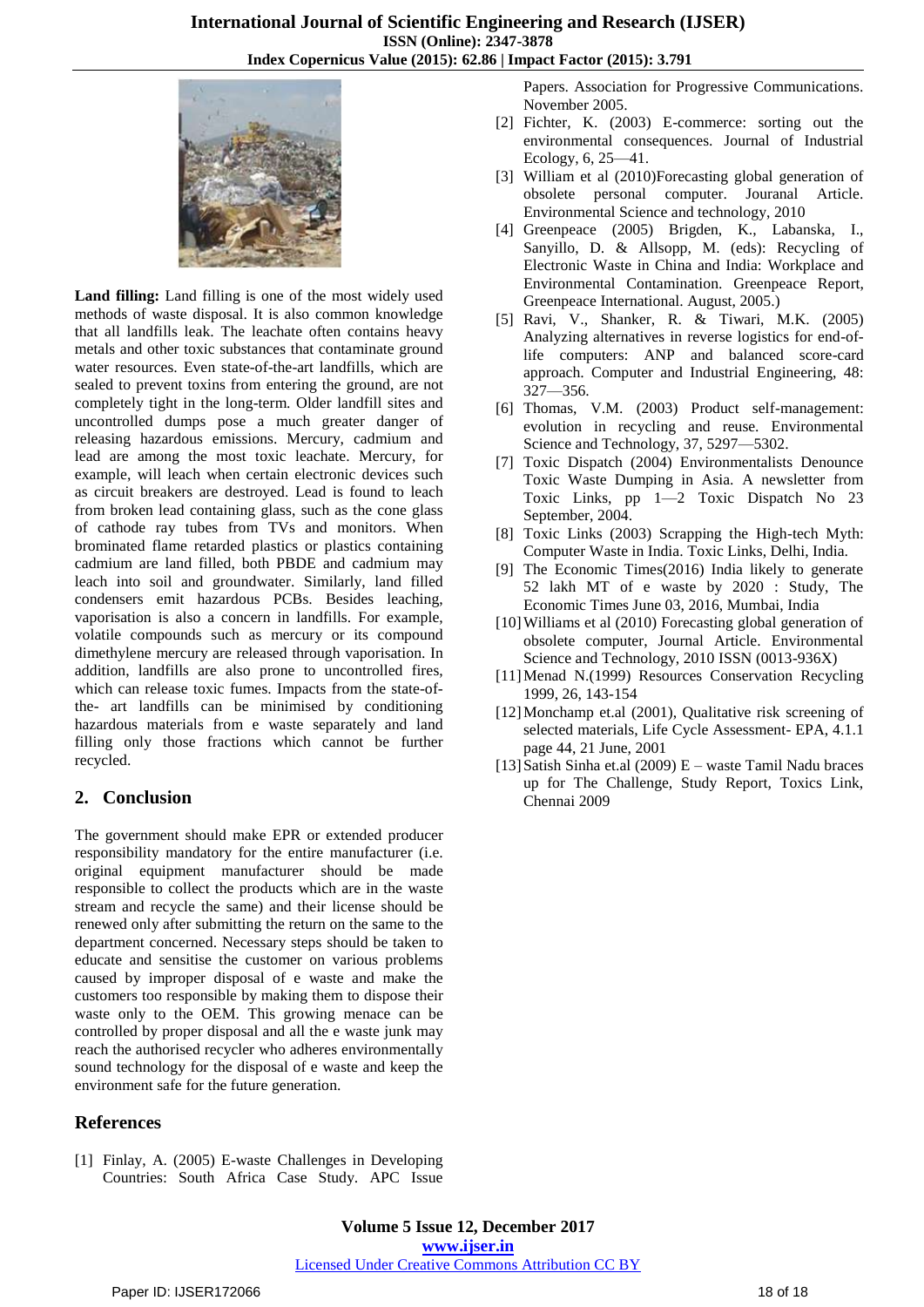**Land filling:** Land filling is one of the most widely used methods of waste disposal. It is also common knowledge that all landfills leak. The leachate often contains heavy metals and other toxic substances that contaminate ground water resources. Even state-of-the-art landfills, which are sealed to prevent toxins from entering the ground, are not completely tight in the long-term. Older landfill sites and uncontrolled dumps pose a much greater danger of releasing hazardous emissions. Mercury, cadmium and lead are among the most toxic leachate. Mercury, for example, will leach when certain electronic devices such as circuit breakers are destroyed. Lead is found to leach from broken lead containing glass, such as the cone glass of cathode ray tubes from TVs and monitors. When brominated flame retarded plastics or plastics containing cadmium are land filled, both PBDE and cadmium may leach into soil and groundwater. Similarly, land filled condensers emit hazardous PCBs. Besides leaching, vaporisation is also a concern in landfills. For example, volatile compounds such as mercury or its compound dimethylene mercury are released through vaporisation. In addition, landfills are also prone to uncontrolled fires, which can release toxic fumes. Impacts from the state-of-the- art landfills can be minimised by conditioning hazardous materials from e waste separately and land filling only those fractions which cannot be further recycled.

## 2. Conclusion

The government should make EPR or extended producer responsibility mandatory for the entire manufacturer (i.e. original equipment manufacturer should be made responsible to collect the products which are in the waste stream and recycle the same) and their license should be renewed only after submitting the return on the same to the department concerned. Necessary steps should be taken to educate and sensitise the customer on various problems caused by improper disposal of e waste and make the customers too responsible by making them to dispose their waste only to the OEM. This growing menace can be controlled by proper disposal and all the e waste junk may reach the authorised recycler who adheres environmentally sound technology for the disposal of e waste and keep the environment safe for the future generation.

## References

[1] Finlay, A. (2005) E-waste Challenges in Developing Countries: South Africa Case Study. APC Issue Papers. Association for Progressive Communications. November 2005.

[2] Fichter, K. (2003) E-commerce: sorting out the environmental consequences. Journal of Industrial Ecology, 6, 25—41.

[3] William et al (2010)Forecasting global generation of obsolete personal computer. Jouranal Article. Environmental Science and technology, 2010

[4] Greenpeace (2005) Brigden, K., Labanska, I., Sanyillo, D. & Allsopp, M. (eds): Recycling of Electronic Waste in China and India: Workplace and Environmental Contamination. Greenpeace Report, Greenpeace International. August, 2005.)

[5] Ravi, V., Shanker, R. & Tiwari, M.K. (2005) Analyzing alternatives in reverse logistics for end-of-life computers: ANP and balanced score-card approach. Computer and Industrial Engineering, 48: 327—356.

[6] Thomas, V.M. (2003) Product self-management: evolution in recycling and reuse. Environmental Science and Technology, 37, 5297—5302.

[7] Toxic Dispatch (2004) Environmentalists Denounce Toxic Waste Dumping in Asia. A newsletter from Toxic Links, pp 1—2 Toxic Dispatch No 23 September, 2004.

[8] Toxic Links (2003) Scrapping the High-tech Myth: Computer Waste in India. Toxic Links, Delhi, India.

[9] The Economic Times(2016) India likely to generate 52 lakh MT of e waste by 2020 : Study, The Economic Times June 03, 2016, Mumbai, India

[10] Williams et al (2010) Forecasting global generation of obsolete computer, Journal Article. Environmental Science and Technology, 2010 ISSN (0013-936X)

[11] Menad N.(1999) Resources Conservation Recycling 1999, 26, 143-154

[12] Monchamp et.al (2001), Qualitative risk screening of selected materials, Life Cycle Assessment- EPA, 4.1.1 page 44, 21 June, 2001

[13] Satish Sinha et.al (2009) E – waste Tamil Nadu braces up for The Challenge, Study Report, Toxics Link, Chennai 2009